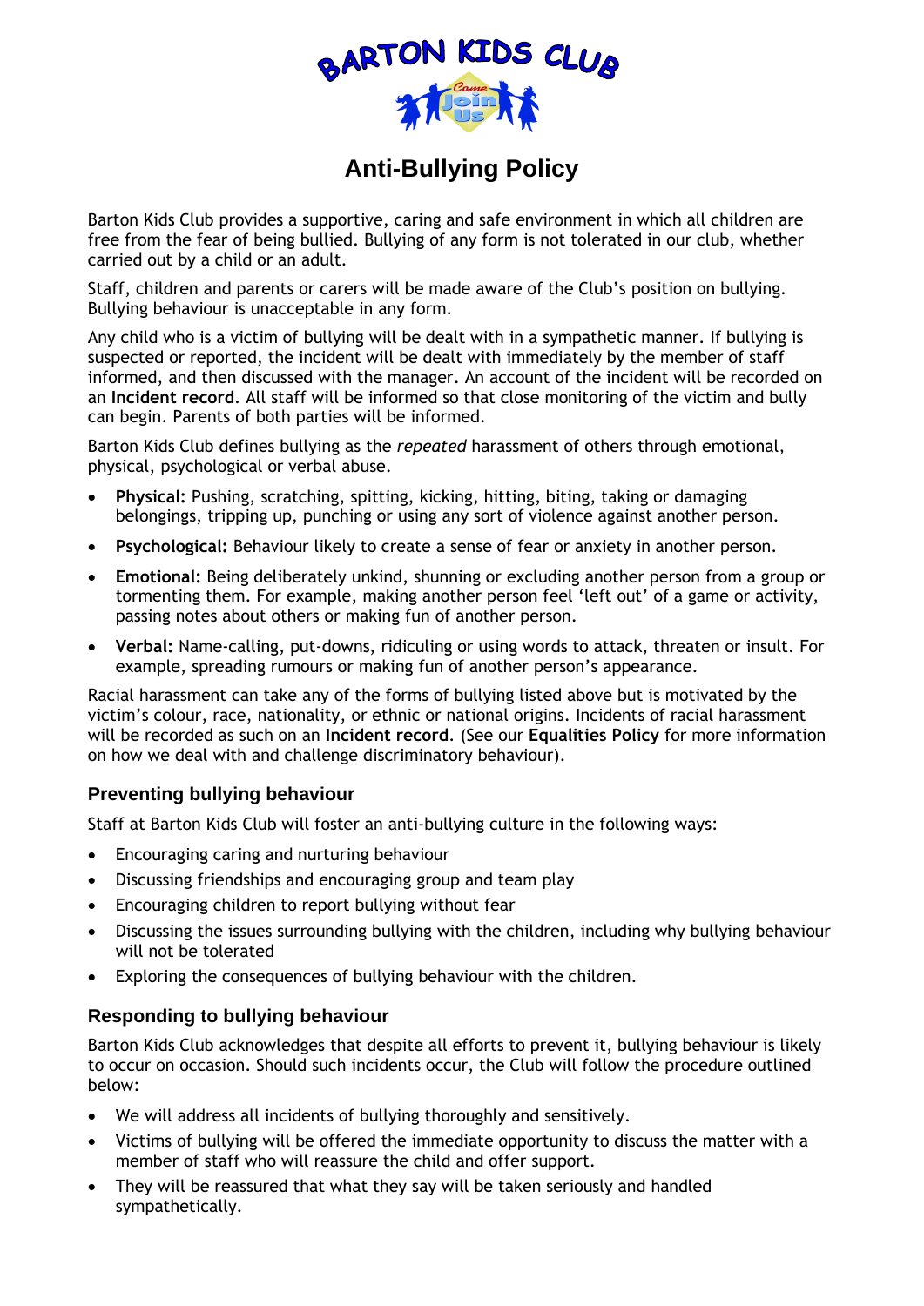# BARTON KIDS CLUB

## Anti-Bullying Policy

Barton Kids Club provides a supportive, caring and safe environment in which all children are free from the fear of being bullied. Bullying of any form is not tolerated in our club, whether carried out by a child or an adult.

Staff, children and parents or carers will be made aware of the Club's position on bullying. Bullying behaviour is unacceptable in any form.

Any child who is a victim of bullying will be dealt with in a sympathetic manner. If bullying is suspected or reported, the incident will be dealt with immediately by the member of staff informed, and then discussed with the manager. An account of the incident will be recorded on an **Incident record**. All staff will be informed so that close monitoring of the victim and bully can begin. Parents of both parties will be informed.

Barton Kids Club defines bullying as the *repeated* harassment of others through emotional, physical, psychological or verbal abuse.

- **Physical:** Pushing, scratching, spitting, kicking, hitting, biting, taking or damaging belongings, tripping up, punching or using any sort of violence against another person.
- **Psychological:** Behaviour likely to create a sense of fear or anxiety in another person.
- **Emotional:** Being deliberately unkind, shunning or excluding another person from a group or tormenting them. For example, making another person feel 'left out' of a game or activity, passing notes about others or making fun of another person.
- **Verbal:** Name-calling, put-downs, ridiculing or using words to attack, threaten or insult. For example, spreading rumours or making fun of another person's appearance.

Racial harassment can take any of the forms of bullying listed above but is motivated by the victim's colour, race, nationality, or ethnic or national origins. Incidents of racial harassment will be recorded as such on an **Incident record**. (See our **Equalities Policy** for more information on how we deal with and challenge discriminatory behaviour).

### Preventing bullying behaviour

Staff at Barton Kids Club will foster an anti-bullying culture in the following ways:

- Encouraging caring and nurturing behaviour
- Discussing friendships and encouraging group and team play
- Encouraging children to report bullying without fear
- Discussing the issues surrounding bullying with the children, including why bullying behaviour will not be tolerated
- Exploring the consequences of bullying behaviour with the children.

### Responding to bullying behaviour

Barton Kids Club acknowledges that despite all efforts to prevent it, bullying behaviour is likely to occur on occasion. Should such incidents occur, the Club will follow the procedure outlined below:

- We will address all incidents of bullying thoroughly and sensitively.
- Victims of bullying will be offered the immediate opportunity to discuss the matter with a member of staff who will reassure the child and offer support.
- They will be reassured that what they say will be taken seriously and handled sympathetically.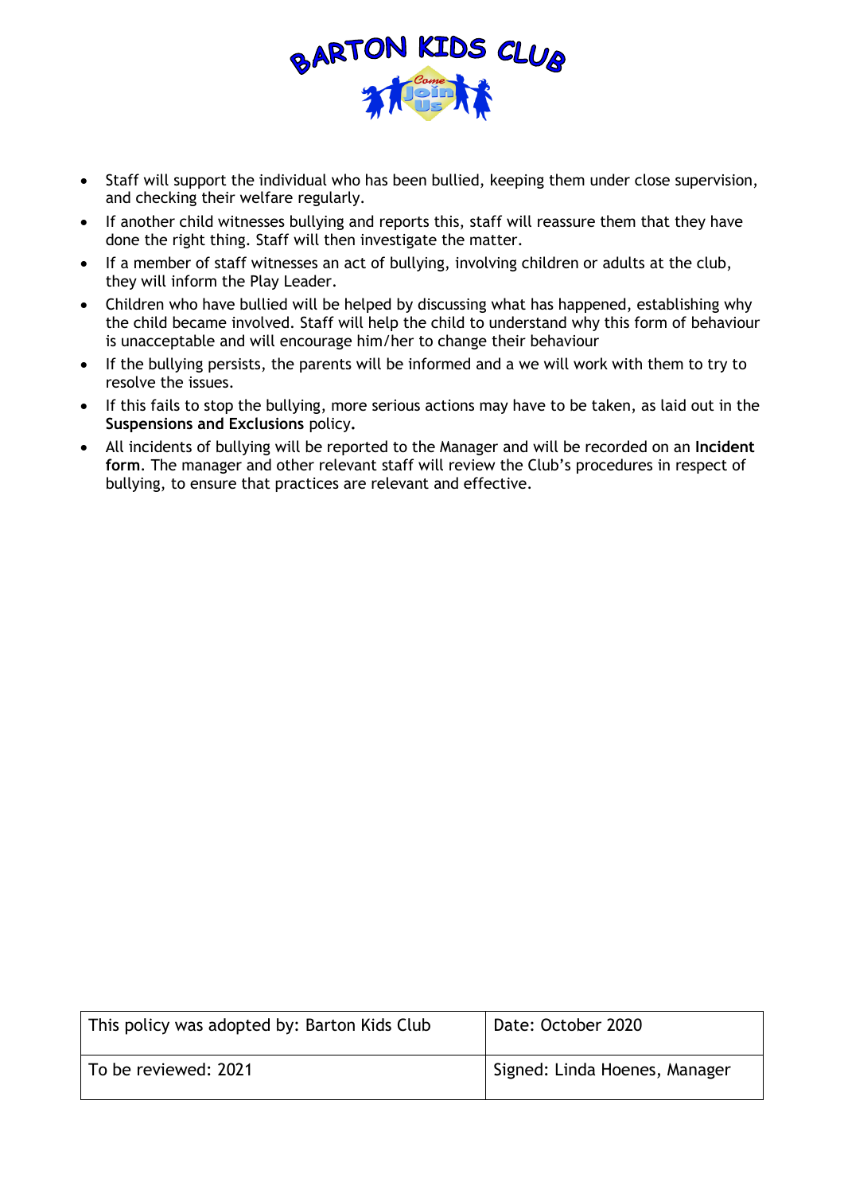- Staff will support the individual who has been bullied, keeping them under close supervision, and checking their welfare regularly.
- If another child witnesses bullying and reports this, staff will reassure them that they have done the right thing. Staff will then investigate the matter.
- If a member of staff witnesses an act of bullying, involving children or adults at the club, they will inform the Play Leader.
- Children who have bullied will be helped by discussing what has happened, establishing why the child became involved. Staff will help the child to understand why this form of behaviour is unacceptable and will encourage him/her to change their behaviour
- If the bullying persists, the parents will be informed and a we will work with them to try to resolve the issues.
- If this fails to stop the bullying, more serious actions may have to be taken, as laid out in the **Suspensions and Exclusions** policy**.**
- All incidents of bullying will be reported to the Manager and will be recorded on an **Incident form**. The manager and other relevant staff will review the Club's procedures in respect of bullying, to ensure that practices are relevant and effective.

| This policy was adopted by: Barton Kids Club | Date: October 2020 |
|---|---|
| To be reviewed: 2021 | Signed: Linda Hoenes, Manager |